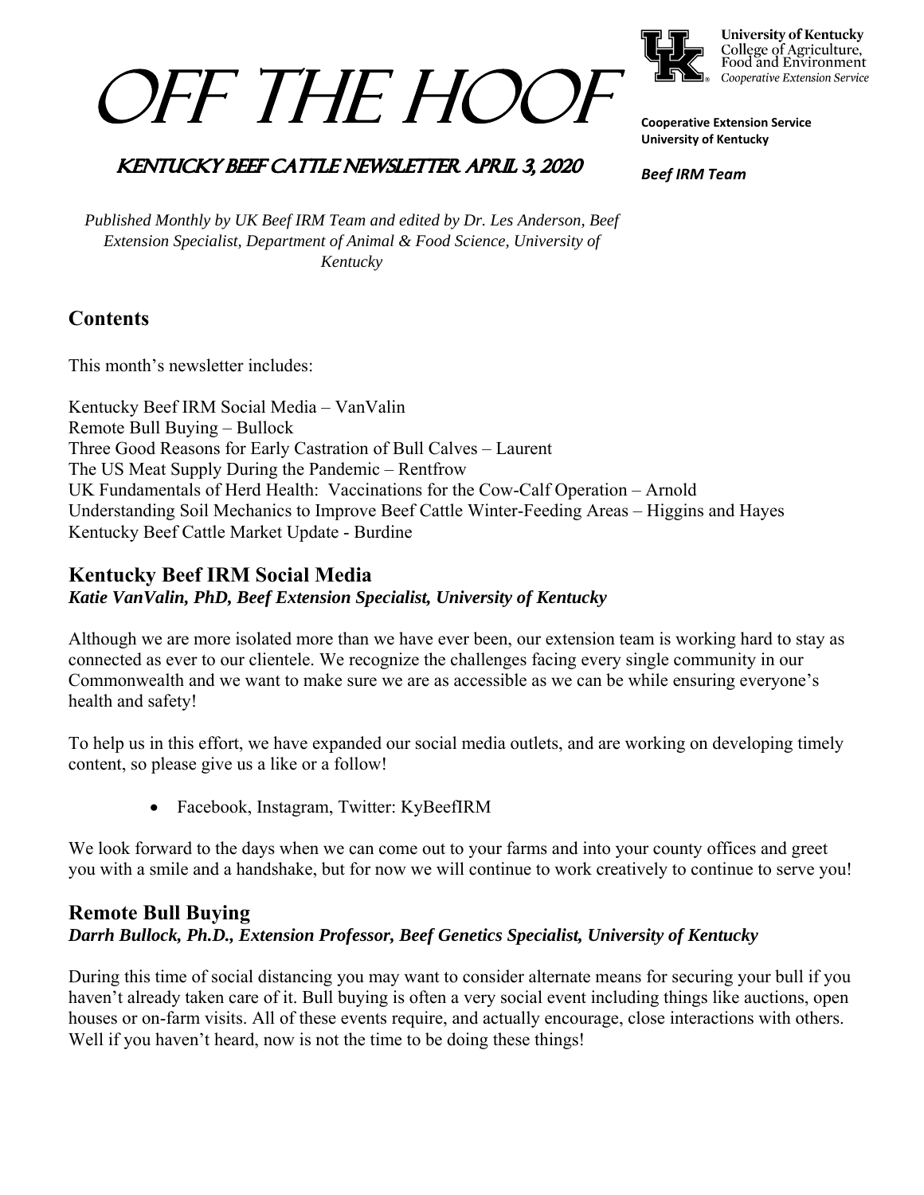# Off the Hoof

**University of Kentucky**
College of Agriculture, Food and Environment
*Cooperative Extension Service*

**Cooperative Extension Service**
**University of Kentucky**

***Beef IRM Team***

## Kentucky Beef Cattle Newsletter April 3, 2020

*Published Monthly by UK Beef IRM Team and edited by Dr. Les Anderson, Beef Extension Specialist, Department of Animal & Food Science, University of Kentucky*

## Contents

This month's newsletter includes:

Kentucky Beef IRM Social Media – VanValin
Remote Bull Buying – Bullock
Three Good Reasons for Early Castration of Bull Calves – Laurent
The US Meat Supply During the Pandemic – Rentfrow
UK Fundamentals of Herd Health: Vaccinations for the Cow-Calf Operation – Arnold
Understanding Soil Mechanics to Improve Beef Cattle Winter-Feeding Areas – Higgins and Hayes
Kentucky Beef Cattle Market Update - Burdine

## Kentucky Beef IRM Social Media

***Katie VanValin, PhD, Beef Extension Specialist, University of Kentucky***

Although we are more isolated more than we have ever been, our extension team is working hard to stay as connected as ever to our clientele. We recognize the challenges facing every single community in our Commonwealth and we want to make sure we are as accessible as we can be while ensuring everyone's health and safety!

To help us in this effort, we have expanded our social media outlets, and are working on developing timely content, so please give us a like or a follow!

- Facebook, Instagram, Twitter: KyBeefIRM

We look forward to the days when we can come out to your farms and into your county offices and greet you with a smile and a handshake, but for now we will continue to work creatively to continue to serve you!

## Remote Bull Buying

***Darrh Bullock, Ph.D., Extension Professor, Beef Genetics Specialist, University of Kentucky***

During this time of social distancing you may want to consider alternate means for securing your bull if you haven't already taken care of it. Bull buying is often a very social event including things like auctions, open houses or on-farm visits. All of these events require, and actually encourage, close interactions with others. Well if you haven't heard, now is not the time to be doing these things!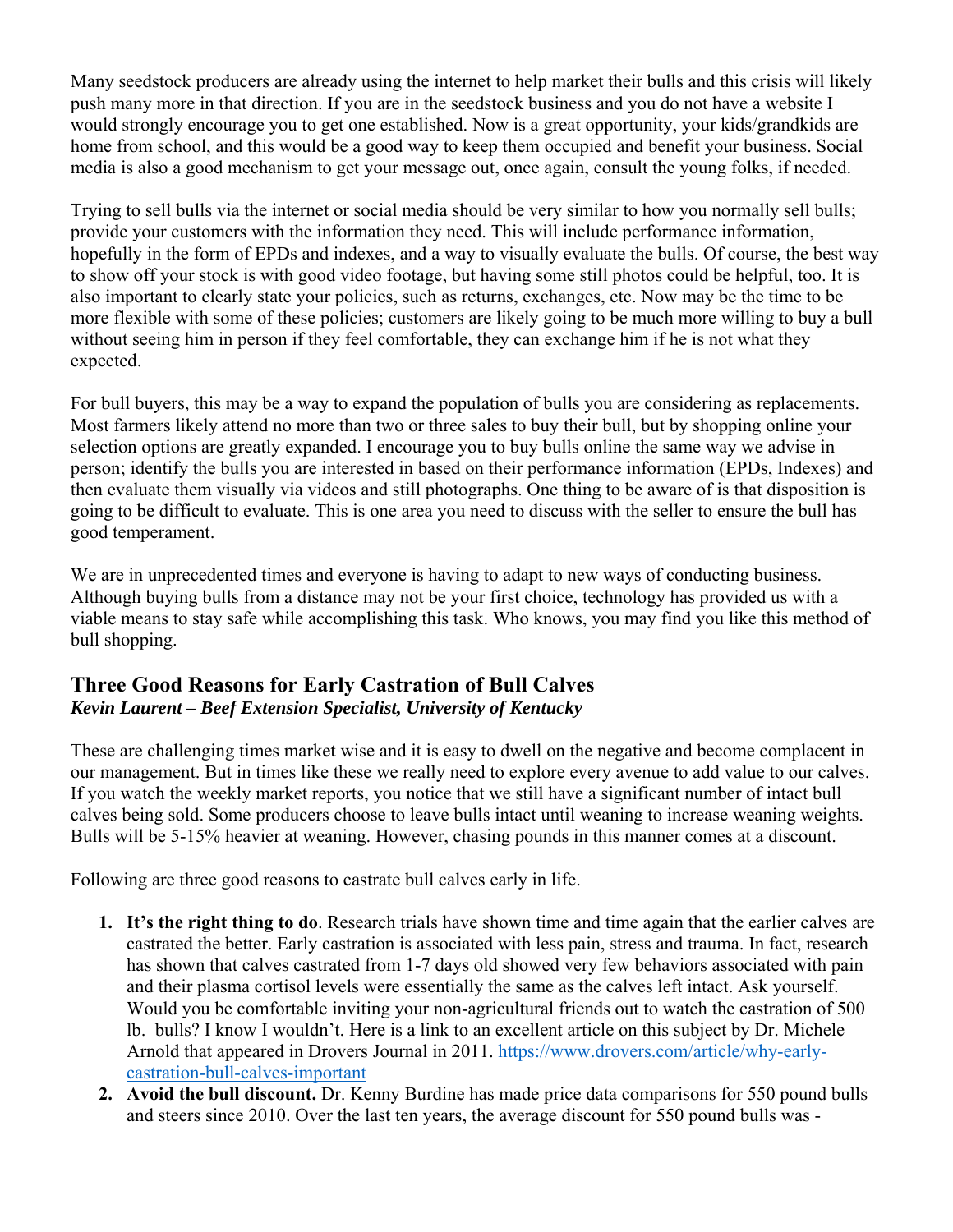Many seedstock producers are already using the internet to help market their bulls and this crisis will likely push many more in that direction. If you are in the seedstock business and you do not have a website I would strongly encourage you to get one established. Now is a great opportunity, your kids/grandkids are home from school, and this would be a good way to keep them occupied and benefit your business. Social media is also a good mechanism to get your message out, once again, consult the young folks, if needed.

Trying to sell bulls via the internet or social media should be very similar to how you normally sell bulls; provide your customers with the information they need. This will include performance information, hopefully in the form of EPDs and indexes, and a way to visually evaluate the bulls. Of course, the best way to show off your stock is with good video footage, but having some still photos could be helpful, too. It is also important to clearly state your policies, such as returns, exchanges, etc. Now may be the time to be more flexible with some of these policies; customers are likely going to be much more willing to buy a bull without seeing him in person if they feel comfortable, they can exchange him if he is not what they expected.

For bull buyers, this may be a way to expand the population of bulls you are considering as replacements. Most farmers likely attend no more than two or three sales to buy their bull, but by shopping online your selection options are greatly expanded. I encourage you to buy bulls online the same way we advise in person; identify the bulls you are interested in based on their performance information (EPDs, Indexes) and then evaluate them visually via videos and still photographs. One thing to be aware of is that disposition is going to be difficult to evaluate. This is one area you need to discuss with the seller to ensure the bull has good temperament.

We are in unprecedented times and everyone is having to adapt to new ways of conducting business. Although buying bulls from a distance may not be your first choice, technology has provided us with a viable means to stay safe while accomplishing this task. Who knows, you may find you like this method of bull shopping.

## Three Good Reasons for Early Castration of Bull Calves

***Kevin Laurent – Beef Extension Specialist, University of Kentucky***

These are challenging times market wise and it is easy to dwell on the negative and become complacent in our management. But in times like these we really need to explore every avenue to add value to our calves. If you watch the weekly market reports, you notice that we still have a significant number of intact bull calves being sold. Some producers choose to leave bulls intact until weaning to increase weaning weights. Bulls will be 5-15% heavier at weaning. However, chasing pounds in this manner comes at a discount.

Following are three good reasons to castrate bull calves early in life.

1. **It's the right thing to do**. Research trials have shown time and time again that the earlier calves are castrated the better. Early castration is associated with less pain, stress and trauma. In fact, research has shown that calves castrated from 1-7 days old showed very few behaviors associated with pain and their plasma cortisol levels were essentially the same as the calves left intact. Ask yourself. Would you be comfortable inviting your non-agricultural friends out to watch the castration of 500 lb. bulls? I know I wouldn't. Here is a link to an excellent article on this subject by Dr. Michele Arnold that appeared in Drovers Journal in 2011. [https://www.drovers.com/article/why-early-castration-bull-calves-important](https://www.drovers.com/article/why-early-castration-bull-calves-important)
2. **Avoid the bull discount.** Dr. Kenny Burdine has made price data comparisons for 550 pound bulls and steers since 2010. Over the last ten years, the average discount for 550 pound bulls was -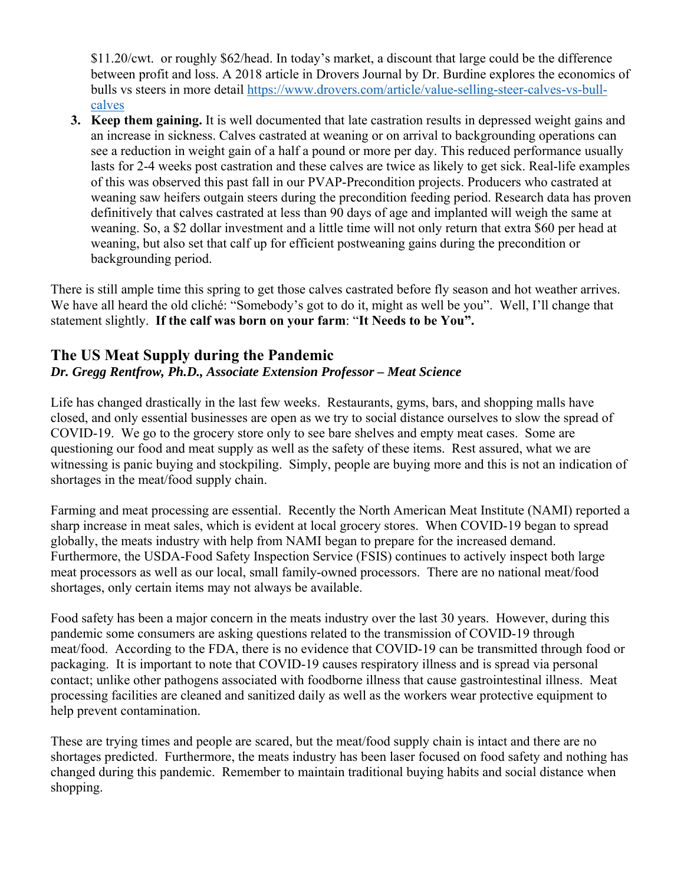$11.20/cwt. or roughly $62/head. In today's market, a discount that large could be the difference between profit and loss. A 2018 article in Drovers Journal by Dr. Burdine explores the economics of bulls vs steers in more detail https://www.drovers.com/article/value-selling-steer-calves-vs-bull-calves

3. **Keep them gaining.** It is well documented that late castration results in depressed weight gains and an increase in sickness. Calves castrated at weaning or on arrival to backgrounding operations can see a reduction in weight gain of a half a pound or more per day. This reduced performance usually lasts for 2-4 weeks post castration and these calves are twice as likely to get sick. Real-life examples of this was observed this past fall in our PVAP-Precondition projects. Producers who castrated at weaning saw heifers outgain steers during the precondition feeding period. Research data has proven definitively that calves castrated at less than 90 days of age and implanted will weigh the same at weaning. So, a $2 dollar investment and a little time will not only return that extra $60 per head at weaning, but also set that calf up for efficient postweaning gains during the precondition or backgrounding period.

There is still ample time this spring to get those calves castrated before fly season and hot weather arrives. We have all heard the old cliché: "Somebody's got to do it, might as well be you". Well, I'll change that statement slightly. **If the calf was born on your farm**: "**It Needs to be You".**

## The US Meat Supply during the Pandemic

***Dr. Gregg Rentfrow, Ph.D., Associate Extension Professor – Meat Science***

Life has changed drastically in the last few weeks. Restaurants, gyms, bars, and shopping malls have closed, and only essential businesses are open as we try to social distance ourselves to slow the spread of COVID-19. We go to the grocery store only to see bare shelves and empty meat cases. Some are questioning our food and meat supply as well as the safety of these items. Rest assured, what we are witnessing is panic buying and stockpiling. Simply, people are buying more and this is not an indication of shortages in the meat/food supply chain.

Farming and meat processing are essential. Recently the North American Meat Institute (NAMI) reported a sharp increase in meat sales, which is evident at local grocery stores. When COVID-19 began to spread globally, the meats industry with help from NAMI began to prepare for the increased demand. Furthermore, the USDA-Food Safety Inspection Service (FSIS) continues to actively inspect both large meat processors as well as our local, small family-owned processors. There are no national meat/food shortages, only certain items may not always be available.

Food safety has been a major concern in the meats industry over the last 30 years. However, during this pandemic some consumers are asking questions related to the transmission of COVID-19 through meat/food. According to the FDA, there is no evidence that COVID-19 can be transmitted through food or packaging. It is important to note that COVID-19 causes respiratory illness and is spread via personal contact; unlike other pathogens associated with foodborne illness that cause gastrointestinal illness. Meat processing facilities are cleaned and sanitized daily as well as the workers wear protective equipment to help prevent contamination.

These are trying times and people are scared, but the meat/food supply chain is intact and there are no shortages predicted. Furthermore, the meats industry has been laser focused on food safety and nothing has changed during this pandemic. Remember to maintain traditional buying habits and social distance when shopping.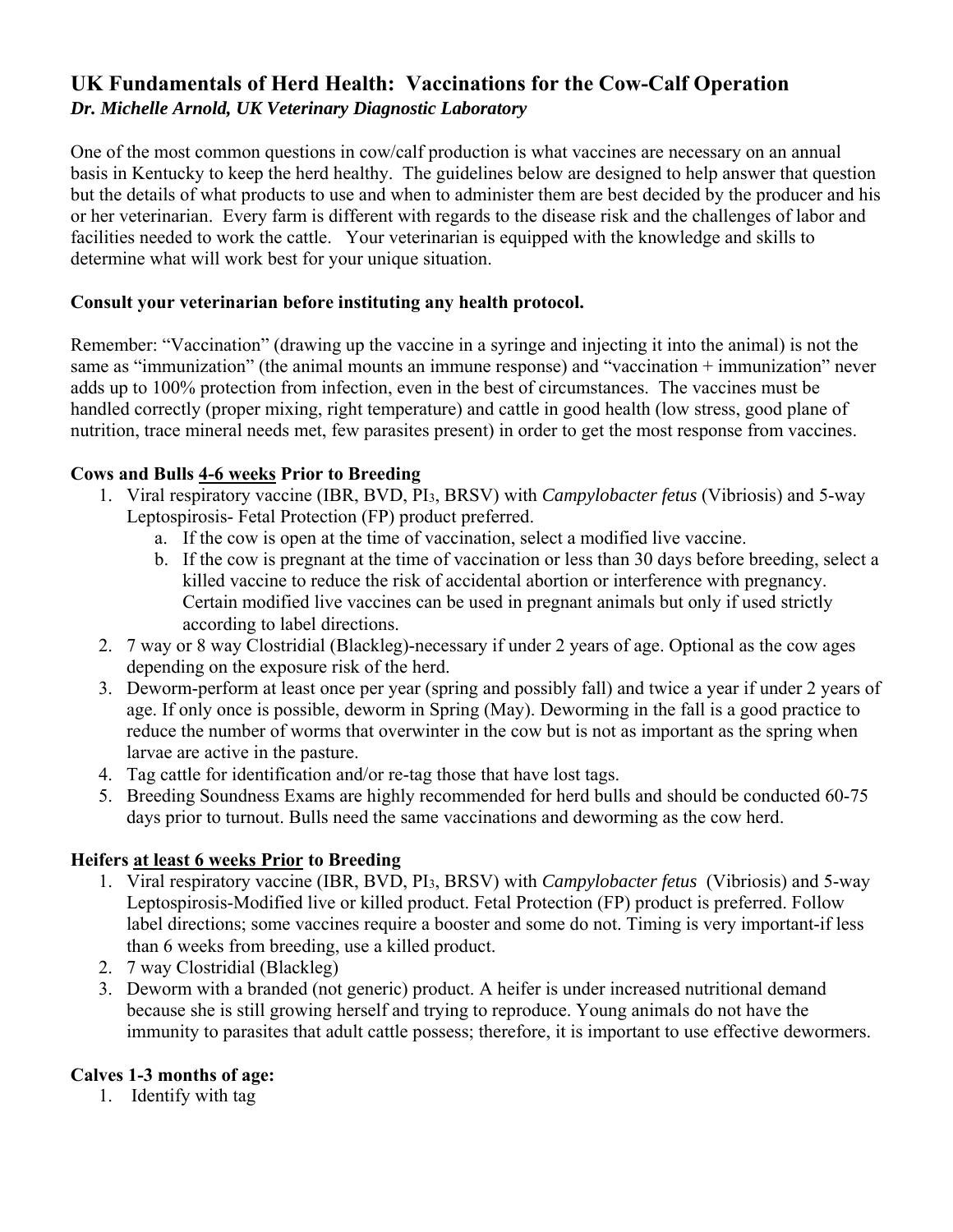## UK Fundamentals of Herd Health: Vaccinations for the Cow-Calf Operation

***Dr. Michelle Arnold, UK Veterinary Diagnostic Laboratory***

One of the most common questions in cow/calf production is what vaccines are necessary on an annual basis in Kentucky to keep the herd healthy. The guidelines below are designed to help answer that question but the details of what products to use and when to administer them are best decided by the producer and his or her veterinarian. Every farm is different with regards to the disease risk and the challenges of labor and facilities needed to work the cattle. Your veterinarian is equipped with the knowledge and skills to determine what will work best for your unique situation.

**Consult your veterinarian before instituting any health protocol.**

Remember: "Vaccination" (drawing up the vaccine in a syringe and injecting it into the animal) is not the same as "immunization" (the animal mounts an immune response) and "vaccination + immunization" never adds up to 100% protection from infection, even in the best of circumstances. The vaccines must be handled correctly (proper mixing, right temperature) and cattle in good health (low stress, good plane of nutrition, trace mineral needs met, few parasites present) in order to get the most response from vaccines.

### Cows and Bulls 4-6 weeks Prior to Breeding

1. Viral respiratory vaccine (IBR, BVD, $PI_3$, BRSV) with *Campylobacter fetus* (Vibriosis) and 5-way Leptospirosis- Fetal Protection (FP) product preferred.
   a. If the cow is open at the time of vaccination, select a modified live vaccine.
   b. If the cow is pregnant at the time of vaccination or less than 30 days before breeding, select a killed vaccine to reduce the risk of accidental abortion or interference with pregnancy. Certain modified live vaccines can be used in pregnant animals but only if used strictly according to label directions.
2. 7 way or 8 way Clostridial (Blackleg)-necessary if under 2 years of age. Optional as the cow ages depending on the exposure risk of the herd.
3. Deworm-perform at least once per year (spring and possibly fall) and twice a year if under 2 years of age. If only once is possible, deworm in Spring (May). Deworming in the fall is a good practice to reduce the number of worms that overwinter in the cow but is not as important as the spring when larvae are active in the pasture.
4. Tag cattle for identification and/or re-tag those that have lost tags.
5. Breeding Soundness Exams are highly recommended for herd bulls and should be conducted 60-75 days prior to turnout. Bulls need the same vaccinations and deworming as the cow herd.

### Heifers at least 6 weeks Prior to Breeding

1. Viral respiratory vaccine (IBR, BVD, $PI_3$, BRSV) with *Campylobacter fetus* (Vibriosis) and 5-way Leptospirosis-Modified live or killed product. Fetal Protection (FP) product is preferred. Follow label directions; some vaccines require a booster and some do not. Timing is very important-if less than 6 weeks from breeding, use a killed product.
2. 7 way Clostridial (Blackleg)
3. Deworm with a branded (not generic) product. A heifer is under increased nutritional demand because she is still growing herself and trying to reproduce. Young animals do not have the immunity to parasites that adult cattle possess; therefore, it is important to use effective dewormers.

### Calves 1-3 months of age:

1. Identify with tag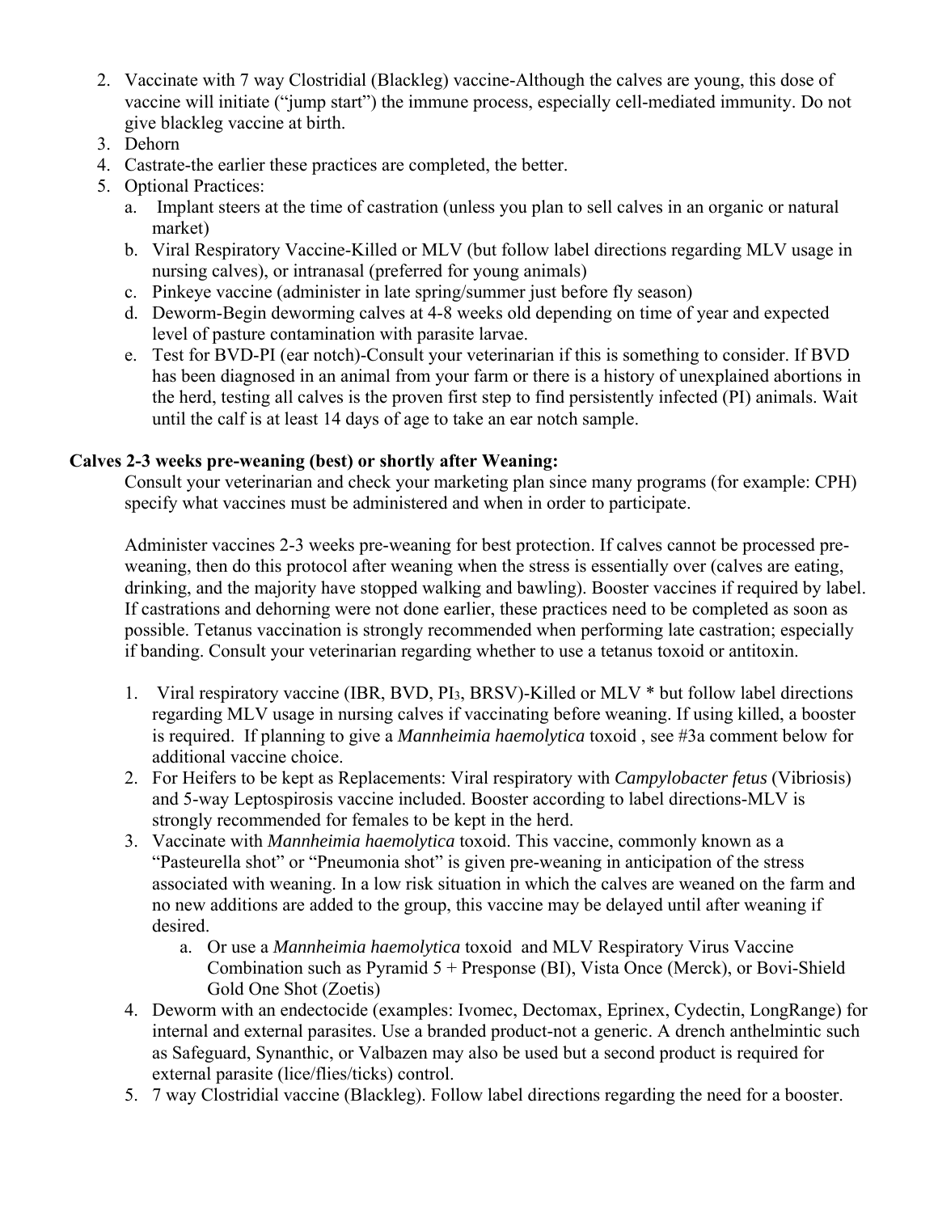2. Vaccinate with 7 way Clostridial (Blackleg) vaccine-Although the calves are young, this dose of vaccine will initiate ("jump start") the immune process, especially cell-mediated immunity. Do not give blackleg vaccine at birth.
3. Dehorn
4. Castrate-the earlier these practices are completed, the better.
5. Optional Practices:
   a. Implant steers at the time of castration (unless you plan to sell calves in an organic or natural market)
   b. Viral Respiratory Vaccine-Killed or MLV (but follow label directions regarding MLV usage in nursing calves), or intranasal (preferred for young animals)
   c. Pinkeye vaccine (administer in late spring/summer just before fly season)
   d. Deworm-Begin deworming calves at 4-8 weeks old depending on time of year and expected level of pasture contamination with parasite larvae.
   e. Test for BVD-PI (ear notch)-Consult your veterinarian if this is something to consider. If BVD has been diagnosed in an animal from your farm or there is a history of unexplained abortions in the herd, testing all calves is the proven first step to find persistently infected (PI) animals. Wait until the calf is at least 14 days of age to take an ear notch sample.

**Calves 2-3 weeks pre-weaning (best) or shortly after Weaning:**

Consult your veterinarian and check your marketing plan since many programs (for example: CPH) specify what vaccines must be administered and when in order to participate.

Administer vaccines 2-3 weeks pre-weaning for best protection. If calves cannot be processed pre-weaning, then do this protocol after weaning when the stress is essentially over (calves are eating, drinking, and the majority have stopped walking and bawling). Booster vaccines if required by label. If castrations and dehorning were not done earlier, these practices need to be completed as soon as possible. Tetanus vaccination is strongly recommended when performing late castration; especially if banding. Consult your veterinarian regarding whether to use a tetanus toxoid or antitoxin.

1. Viral respiratory vaccine (IBR, BVD, $PI_3$, BRSV)-Killed or MLV * but follow label directions regarding MLV usage in nursing calves if vaccinating before weaning. If using killed, a booster is required. If planning to give a *Mannheimia haemolytica* toxoid , see #3a comment below for additional vaccine choice.
2. For Heifers to be kept as Replacements: Viral respiratory with *Campylobacter fetus* (Vibriosis) and 5-way Leptospirosis vaccine included. Booster according to label directions-MLV is strongly recommended for females to be kept in the herd.
3. Vaccinate with *Mannheimia haemolytica* toxoid. This vaccine, commonly known as a "Pasteurella shot" or "Pneumonia shot" is given pre-weaning in anticipation of the stress associated with weaning. In a low risk situation in which the calves are weaned on the farm and no new additions are added to the group, this vaccine may be delayed until after weaning if desired.
   a. Or use a *Mannheimia haemolytica* toxoid and MLV Respiratory Virus Vaccine Combination such as Pyramid 5 + Presponse (BI), Vista Once (Merck), or Bovi-Shield Gold One Shot (Zoetis)
4. Deworm with an endectocide (examples: Ivomec, Dectomax, Eprinex, Cydectin, LongRange) for internal and external parasites. Use a branded product-not a generic. A drench anthelmintic such as Safeguard, Synanthic, or Valbazen may also be used but a second product is required for external parasite (lice/flies/ticks) control.
5. 7 way Clostridial vaccine (Blackleg). Follow label directions regarding the need for a booster.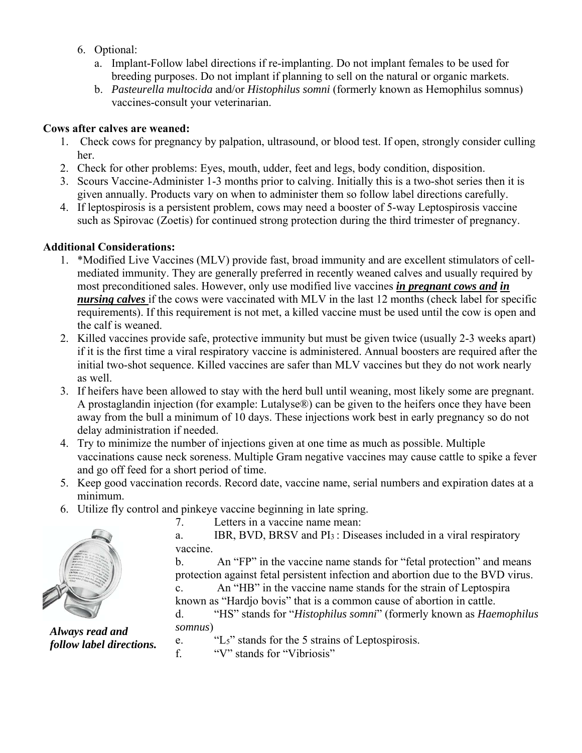6. Optional:
   a. Implant-Follow label directions if re-implanting. Do not implant females to be used for breeding purposes. Do not implant if planning to sell on the natural or organic markets.
   b. *Pasteurella multocida* and/or *Histophilus somni* (formerly known as Hemophilus somnus) vaccines-consult your veterinarian.

**Cows after calves are weaned:**

1. Check cows for pregnancy by palpation, ultrasound, or blood test. If open, strongly consider culling her.
2. Check for other problems: Eyes, mouth, udder, feet and legs, body condition, disposition.
3. Scours Vaccine-Administer 1-3 months prior to calving. Initially this is a two-shot series then it is given annually. Products vary on when to administer them so follow label directions carefully.
4. If leptospirosis is a persistent problem, cows may need a booster of 5-way Leptospirosis vaccine such as Spirovac (Zoetis) for continued strong protection during the third trimester of pregnancy.

**Additional Considerations:**

1. *Modified Live Vaccines (MLV) provide fast, broad immunity and are excellent stimulators of cell-mediated immunity. They are generally preferred in recently weaned calves and usually required by most preconditioned sales. However, only use modified live vaccines ***in pregnant cows and in nursing calves*** if the cows were vaccinated with MLV in the last 12 months (check label for specific requirements). If this requirement is not met, a killed vaccine must be used until the cow is open and the calf is weaned.
2. Killed vaccines provide safe, protective immunity but must be given twice (usually 2-3 weeks apart) if it is the first time a viral respiratory vaccine is administered. Annual boosters are required after the initial two-shot sequence. Killed vaccines are safer than MLV vaccines but they do not work nearly as well.
3. If heifers have been allowed to stay with the herd bull until weaning, most likely some are pregnant. A prostaglandin injection (for example: Lutalyse®) can be given to the heifers once they have been away from the bull a minimum of 10 days. These injections work best in early pregnancy so do not delay administration if needed.
4. Try to minimize the number of injections given at one time as much as possible. Multiple vaccinations cause neck soreness. Multiple Gram negative vaccines may cause cattle to spike a fever and go off feed for a short period of time.
5. Keep good vaccination records. Record date, vaccine name, serial numbers and expiration dates at a minimum.
6. Utilize fly control and pinkeye vaccine beginning in late spring.
7. Letters in a vaccine name mean:
   a. IBR, BVD, BRSV and $PI_3$ : Diseases included in a viral respiratory vaccine.
   b. An "FP" in the vaccine name stands for "fetal protection" and means protection against fetal persistent infection and abortion due to the BVD virus.
   c. An "HB" in the vaccine name stands for the strain of Leptospira known as "Hardjo bovis" that is a common cause of abortion in cattle.
   d. "HS" stands for "*Histophilus somni*" (formerly known as *Haemophilus somnus*)
   e. "$L_5$" stands for the 5 strains of Leptospirosis.
   f. "V" stands for "Vibriosis"

***Always read and follow label directions.***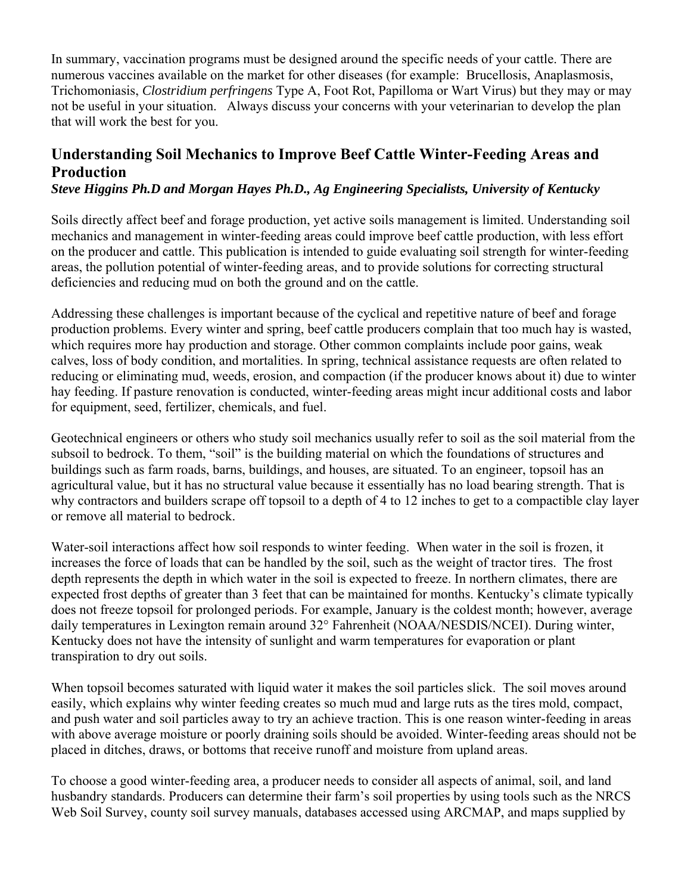In summary, vaccination programs must be designed around the specific needs of your cattle. There are numerous vaccines available on the market for other diseases (for example: Brucellosis, Anaplasmosis, Trichomoniasis, *Clostridium perfringens* Type A, Foot Rot, Papilloma or Wart Virus) but they may or may not be useful in your situation. Always discuss your concerns with your veterinarian to develop the plan that will work the best for you.

## Understanding Soil Mechanics to Improve Beef Cattle Winter-Feeding Areas and Production

***Steve Higgins Ph.D and Morgan Hayes Ph.D., Ag Engineering Specialists, University of Kentucky***

Soils directly affect beef and forage production, yet active soils management is limited. Understanding soil mechanics and management in winter-feeding areas could improve beef cattle production, with less effort on the producer and cattle. This publication is intended to guide evaluating soil strength for winter-feeding areas, the pollution potential of winter-feeding areas, and to provide solutions for correcting structural deficiencies and reducing mud on both the ground and on the cattle.

Addressing these challenges is important because of the cyclical and repetitive nature of beef and forage production problems. Every winter and spring, beef cattle producers complain that too much hay is wasted, which requires more hay production and storage. Other common complaints include poor gains, weak calves, loss of body condition, and mortalities. In spring, technical assistance requests are often related to reducing or eliminating mud, weeds, erosion, and compaction (if the producer knows about it) due to winter hay feeding. If pasture renovation is conducted, winter-feeding areas might incur additional costs and labor for equipment, seed, fertilizer, chemicals, and fuel.

Geotechnical engineers or others who study soil mechanics usually refer to soil as the soil material from the subsoil to bedrock. To them, "soil" is the building material on which the foundations of structures and buildings such as farm roads, barns, buildings, and houses, are situated. To an engineer, topsoil has an agricultural value, but it has no structural value because it essentially has no load bearing strength. That is why contractors and builders scrape off topsoil to a depth of 4 to 12 inches to get to a compactible clay layer or remove all material to bedrock.

Water-soil interactions affect how soil responds to winter feeding. When water in the soil is frozen, it increases the force of loads that can be handled by the soil, such as the weight of tractor tires. The frost depth represents the depth in which water in the soil is expected to freeze. In northern climates, there are expected frost depths of greater than 3 feet that can be maintained for months. Kentucky's climate typically does not freeze topsoil for prolonged periods. For example, January is the coldest month; however, average daily temperatures in Lexington remain around 32° Fahrenheit (NOAA/NESDIS/NCEI). During winter, Kentucky does not have the intensity of sunlight and warm temperatures for evaporation or plant transpiration to dry out soils.

When topsoil becomes saturated with liquid water it makes the soil particles slick. The soil moves around easily, which explains why winter feeding creates so much mud and large ruts as the tires mold, compact, and push water and soil particles away to try an achieve traction. This is one reason winter-feeding in areas with above average moisture or poorly draining soils should be avoided. Winter-feeding areas should not be placed in ditches, draws, or bottoms that receive runoff and moisture from upland areas.

To choose a good winter-feeding area, a producer needs to consider all aspects of animal, soil, and land husbandry standards. Producers can determine their farm's soil properties by using tools such as the NRCS Web Soil Survey, county soil survey manuals, databases accessed using ARCMAP, and maps supplied by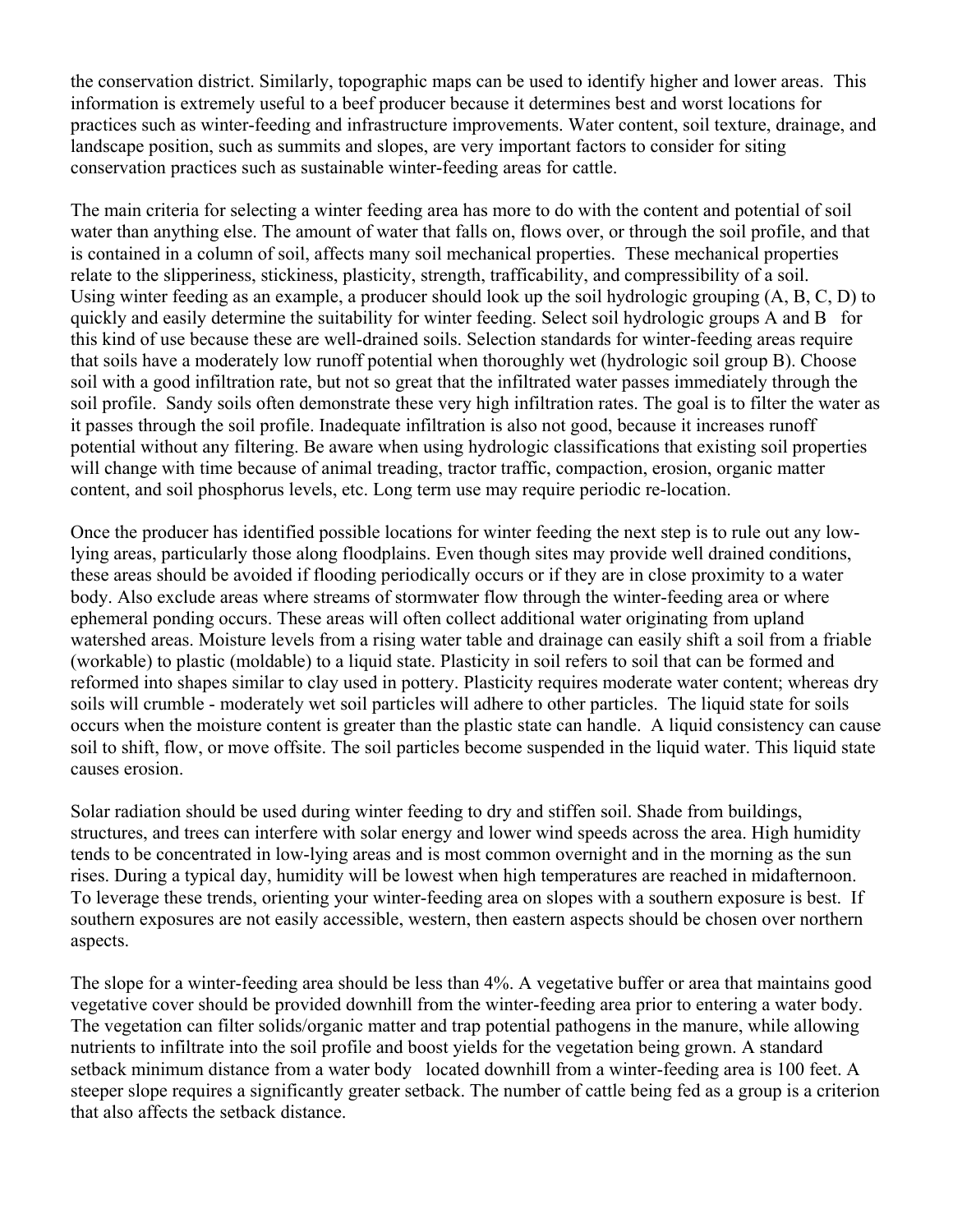the conservation district. Similarly, topographic maps can be used to identify higher and lower areas. This information is extremely useful to a beef producer because it determines best and worst locations for practices such as winter-feeding and infrastructure improvements. Water content, soil texture, drainage, and landscape position, such as summits and slopes, are very important factors to consider for siting conservation practices such as sustainable winter-feeding areas for cattle.

The main criteria for selecting a winter feeding area has more to do with the content and potential of soil water than anything else. The amount of water that falls on, flows over, or through the soil profile, and that is contained in a column of soil, affects many soil mechanical properties. These mechanical properties relate to the slipperiness, stickiness, plasticity, strength, trafficability, and compressibility of a soil. Using winter feeding as an example, a producer should look up the soil hydrologic grouping (A, B, C, D) to quickly and easily determine the suitability for winter feeding. Select soil hydrologic groups A and B for this kind of use because these are well-drained soils. Selection standards for winter-feeding areas require that soils have a moderately low runoff potential when thoroughly wet (hydrologic soil group B). Choose soil with a good infiltration rate, but not so great that the infiltrated water passes immediately through the soil profile. Sandy soils often demonstrate these very high infiltration rates. The goal is to filter the water as it passes through the soil profile. Inadequate infiltration is also not good, because it increases runoff potential without any filtering. Be aware when using hydrologic classifications that existing soil properties will change with time because of animal treading, tractor traffic, compaction, erosion, organic matter content, and soil phosphorus levels, etc. Long term use may require periodic re-location.

Once the producer has identified possible locations for winter feeding the next step is to rule out any low-lying areas, particularly those along floodplains. Even though sites may provide well drained conditions, these areas should be avoided if flooding periodically occurs or if they are in close proximity to a water body. Also exclude areas where streams of stormwater flow through the winter-feeding area or where ephemeral ponding occurs. These areas will often collect additional water originating from upland watershed areas. Moisture levels from a rising water table and drainage can easily shift a soil from a friable (workable) to plastic (moldable) to a liquid state. Plasticity in soil refers to soil that can be formed and reformed into shapes similar to clay used in pottery. Plasticity requires moderate water content; whereas dry soils will crumble - moderately wet soil particles will adhere to other particles. The liquid state for soils occurs when the moisture content is greater than the plastic state can handle. A liquid consistency can cause soil to shift, flow, or move offsite. The soil particles become suspended in the liquid water. This liquid state causes erosion.

Solar radiation should be used during winter feeding to dry and stiffen soil. Shade from buildings, structures, and trees can interfere with solar energy and lower wind speeds across the area. High humidity tends to be concentrated in low-lying areas and is most common overnight and in the morning as the sun rises. During a typical day, humidity will be lowest when high temperatures are reached in midafternoon. To leverage these trends, orienting your winter-feeding area on slopes with a southern exposure is best. If southern exposures are not easily accessible, western, then eastern aspects should be chosen over northern aspects.

The slope for a winter-feeding area should be less than 4%. A vegetative buffer or area that maintains good vegetative cover should be provided downhill from the winter-feeding area prior to entering a water body. The vegetation can filter solids/organic matter and trap potential pathogens in the manure, while allowing nutrients to infiltrate into the soil profile and boost yields for the vegetation being grown. A standard setback minimum distance from a water body located downhill from a winter-feeding area is 100 feet. A steeper slope requires a significantly greater setback. The number of cattle being fed as a group is a criterion that also affects the setback distance.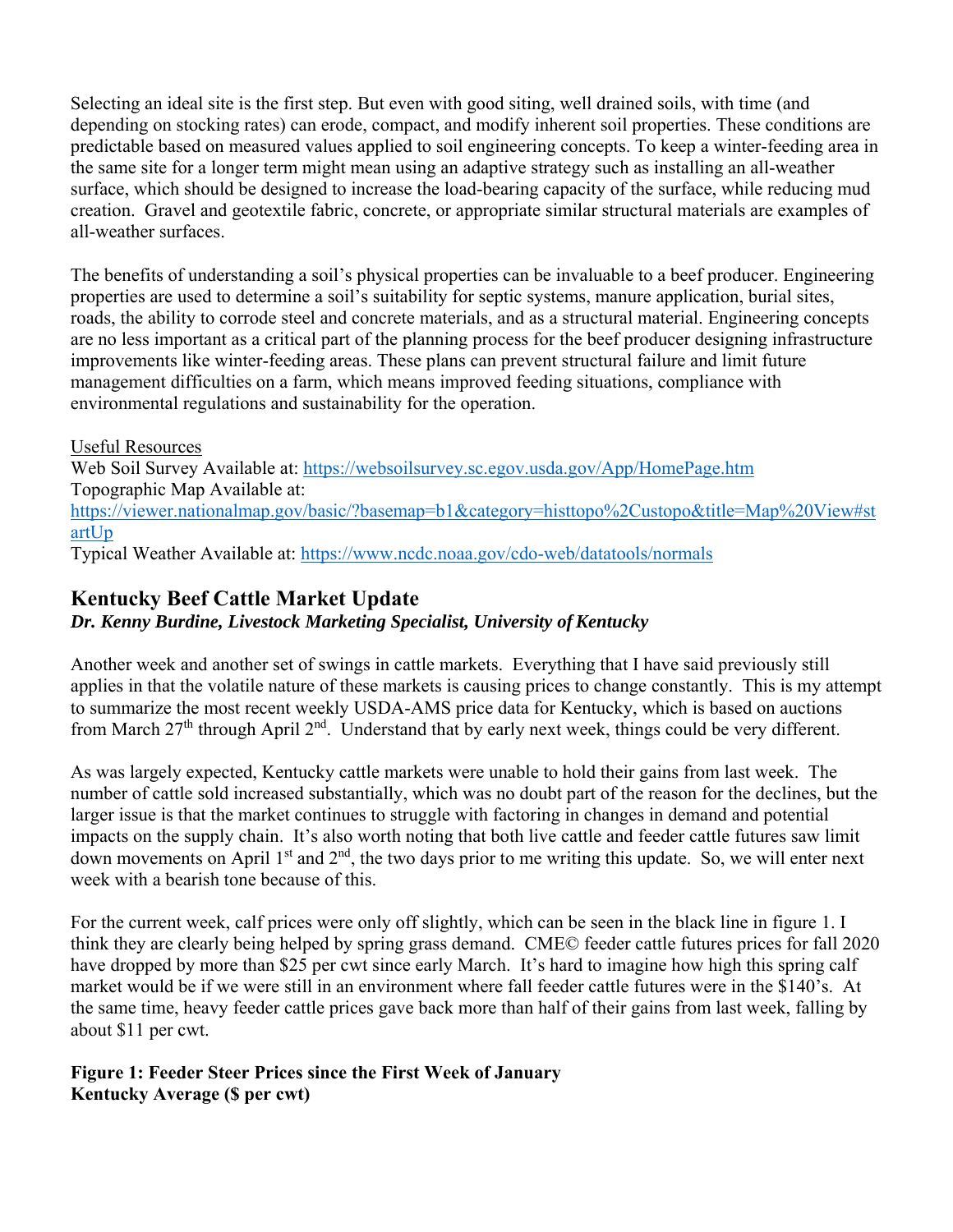Selecting an ideal site is the first step. But even with good siting, well drained soils, with time (and depending on stocking rates) can erode, compact, and modify inherent soil properties. These conditions are predictable based on measured values applied to soil engineering concepts. To keep a winter-feeding area in the same site for a longer term might mean using an adaptive strategy such as installing an all-weather surface, which should be designed to increase the load-bearing capacity of the surface, while reducing mud creation. Gravel and geotextile fabric, concrete, or appropriate similar structural materials are examples of all-weather surfaces.

The benefits of understanding a soil's physical properties can be invaluable to a beef producer. Engineering properties are used to determine a soil's suitability for septic systems, manure application, burial sites, roads, the ability to corrode steel and concrete materials, and as a structural material. Engineering concepts are no less important as a critical part of the planning process for the beef producer designing infrastructure improvements like winter-feeding areas. These plans can prevent structural failure and limit future management difficulties on a farm, which means improved feeding situations, compliance with environmental regulations and sustainability for the operation.

Useful Resources
Web Soil Survey Available at: https://websoilsurvey.sc.egov.usda.gov/App/HomePage.htm
Topographic Map Available at:
https://viewer.nationalmap.gov/basic/?basemap=b1&category=histtopo%2Custopo&title=Map%20View#startUp
Typical Weather Available at: https://www.ncdc.noaa.gov/cdo-web/datatools/normals

## Kentucky Beef Cattle Market Update

***Dr. Kenny Burdine, Livestock Marketing Specialist, University of Kentucky***

Another week and another set of swings in cattle markets. Everything that I have said previously still applies in that the volatile nature of these markets is causing prices to change constantly. This is my attempt to summarize the most recent weekly USDA-AMS price data for Kentucky, which is based on auctions from March 27th through April 2nd. Understand that by early next week, things could be very different.

As was largely expected, Kentucky cattle markets were unable to hold their gains from last week. The number of cattle sold increased substantially, which was no doubt part of the reason for the declines, but the larger issue is that the market continues to struggle with factoring in changes in demand and potential impacts on the supply chain. It's also worth noting that both live cattle and feeder cattle futures saw limit down movements on April 1st and 2nd, the two days prior to me writing this update. So, we will enter next week with a bearish tone because of this.

For the current week, calf prices were only off slightly, which can be seen in the black line in figure 1. I think they are clearly being helped by spring grass demand. CME© feeder cattle futures prices for fall 2020 have dropped by more than $25 per cwt since early March. It's hard to imagine how high this spring calf market would be if we were still in an environment where fall feeder cattle futures were in the $140's. At the same time, heavy feeder cattle prices gave back more than half of their gains from last week, falling by about $11 per cwt.

**Figure 1: Feeder Steer Prices since the First Week of January**
**Kentucky Average ($ per cwt)**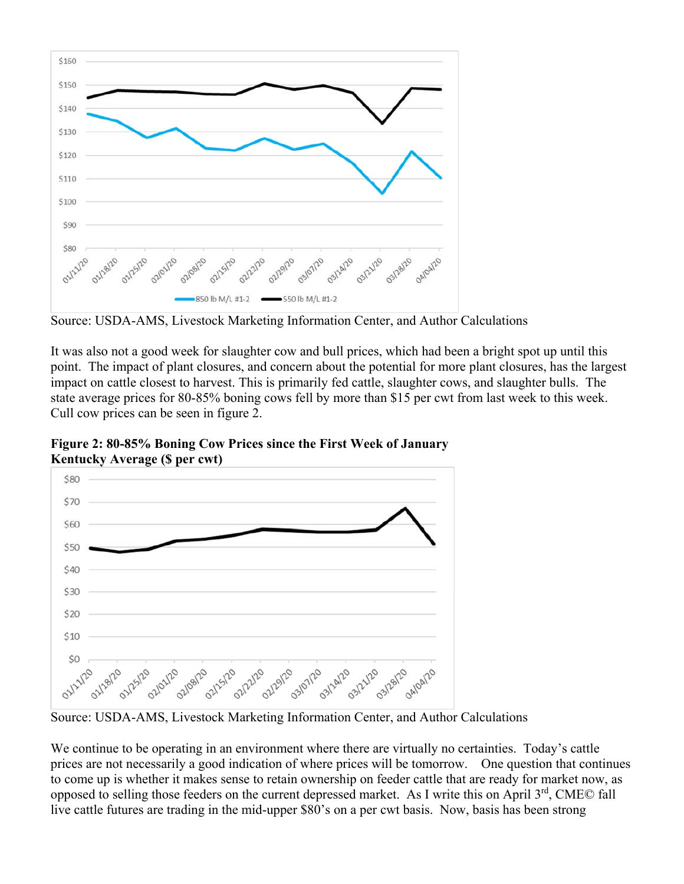Source: USDA-AMS, Livestock Marketing Information Center, and Author Calculations

It was also not a good week for slaughter cow and bull prices, which had been a bright spot up until this point. The impact of plant closures, and concern about the potential for more plant closures, has the largest impact on cattle closest to harvest. This is primarily fed cattle, slaughter cows, and slaughter bulls. The state average prices for 80-85% boning cows fell by more than $15 per cwt from last week to this week. Cull cow prices can be seen in figure 2.

**Figure 2: 80-85% Boning Cow Prices since the First Week of January Kentucky Average ($ per cwt)**

Source: USDA-AMS, Livestock Marketing Information Center, and Author Calculations

We continue to be operating in an environment where there are virtually no certainties. Today's cattle prices are not necessarily a good indication of where prices will be tomorrow. One question that continues to come up is whether it makes sense to retain ownership on feeder cattle that are ready for market now, as opposed to selling those feeders on the current depressed market. As I write this on April 3rd, CME© fall live cattle futures are trading in the mid-upper $80's on a per cwt basis. Now, basis has been strong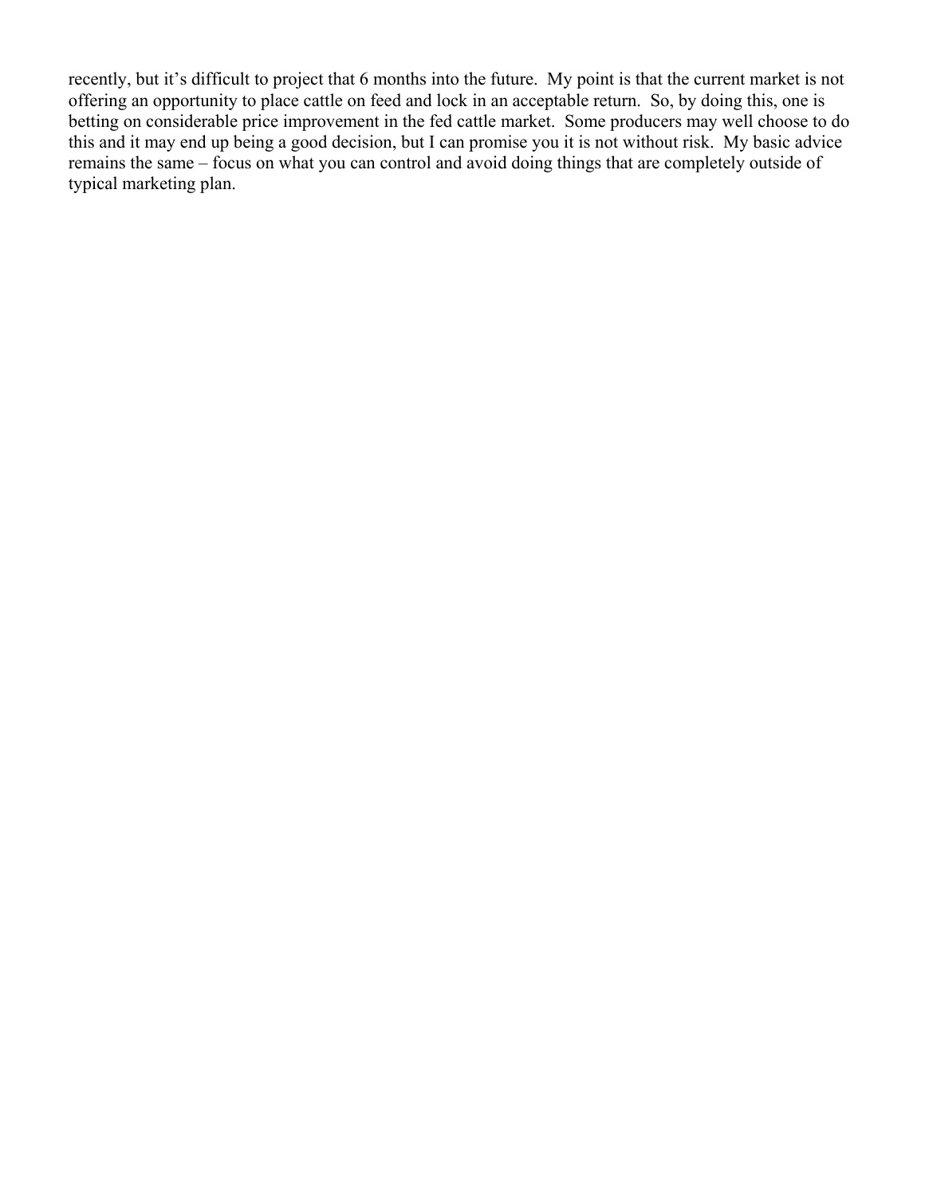recently, but it's difficult to project that 6 months into the future. My point is that the current market is not offering an opportunity to place cattle on feed and lock in an acceptable return. So, by doing this, one is betting on considerable price improvement in the fed cattle market. Some producers may well choose to do this and it may end up being a good decision, but I can promise you it is not without risk. My basic advice remains the same – focus on what you can control and avoid doing things that are completely outside of typical marketing plan.